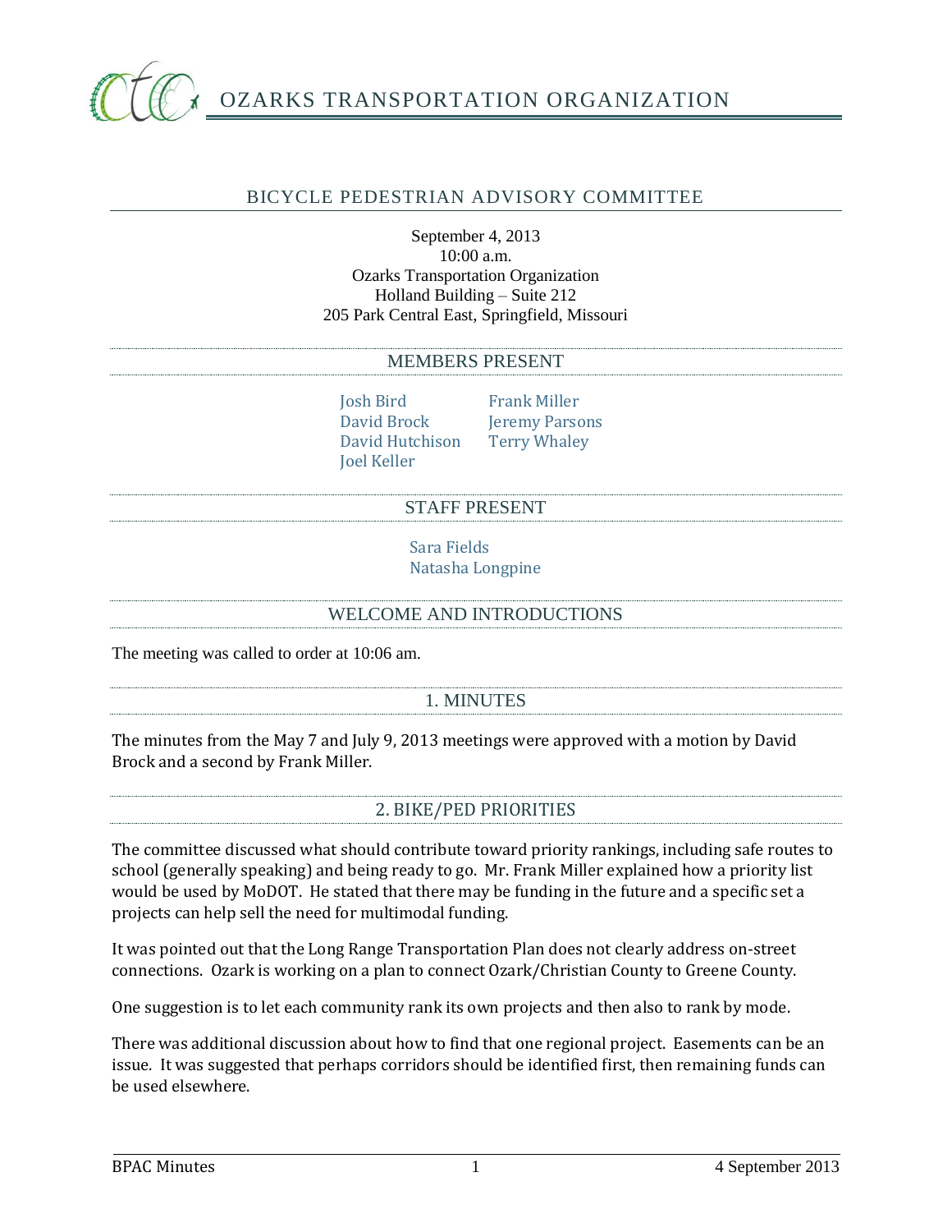# OZARKS TRANSPORTATION ORGANIZATION

## BICYCLE PEDESTRIAN ADVISORY COMMITTEE

September 4, 2013
10:00 a.m.
Ozarks Transportation Organization
Holland Building – Suite 212
205 Park Central East, Springfield, Missouri

### MEMBERS PRESENT

Josh Bird
David Brock
David Hutchison
Joel Keller
Frank Miller
Jeremy Parsons
Terry Whaley

### STAFF PRESENT

Sara Fields
Natasha Longpine

### WELCOME AND INTRODUCTIONS

The meeting was called to order at 10:06 am.

### 1. MINUTES

The minutes from the May 7 and July 9, 2013 meetings were approved with a motion by David Brock and a second by Frank Miller.

### 2. BIKE/PED PRIORITIES

The committee discussed what should contribute toward priority rankings, including safe routes to school (generally speaking) and being ready to go. Mr. Frank Miller explained how a priority list would be used by MoDOT. He stated that there may be funding in the future and a specific set a projects can help sell the need for multimodal funding.

It was pointed out that the Long Range Transportation Plan does not clearly address on-street connections. Ozark is working on a plan to connect Ozark/Christian County to Greene County.

One suggestion is to let each community rank its own projects and then also to rank by mode.

There was additional discussion about how to find that one regional project. Easements can be an issue. It was suggested that perhaps corridors should be identified first, then remaining funds can be used elsewhere.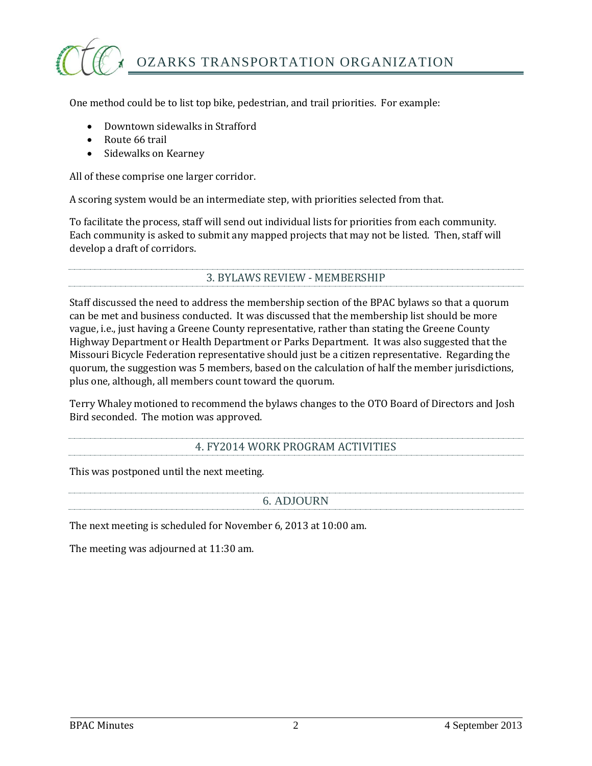One method could be to list top bike, pedestrian, and trail priorities. For example:

- Downtown sidewalks in Strafford
- Route 66 trail
- Sidewalks on Kearney

All of these comprise one larger corridor.

A scoring system would be an intermediate step, with priorities selected from that.

To facilitate the process, staff will send out individual lists for priorities from each community. Each community is asked to submit any mapped projects that may not be listed. Then, staff will develop a draft of corridors.

## 3. BYLAWS REVIEW - MEMBERSHIP

Staff discussed the need to address the membership section of the BPAC bylaws so that a quorum can be met and business conducted. It was discussed that the membership list should be more vague, i.e., just having a Greene County representative, rather than stating the Greene County Highway Department or Health Department or Parks Department. It was also suggested that the Missouri Bicycle Federation representative should just be a citizen representative. Regarding the quorum, the suggestion was 5 members, based on the calculation of half the member jurisdictions, plus one, although, all members count toward the quorum.

Terry Whaley motioned to recommend the bylaws changes to the OTO Board of Directors and Josh Bird seconded. The motion was approved.

## 4. FY2014 WORK PROGRAM ACTIVITIES

This was postponed until the next meeting.

## 6. ADJOURN

The next meeting is scheduled for November 6, 2013 at 10:00 am.

The meeting was adjourned at 11:30 am.